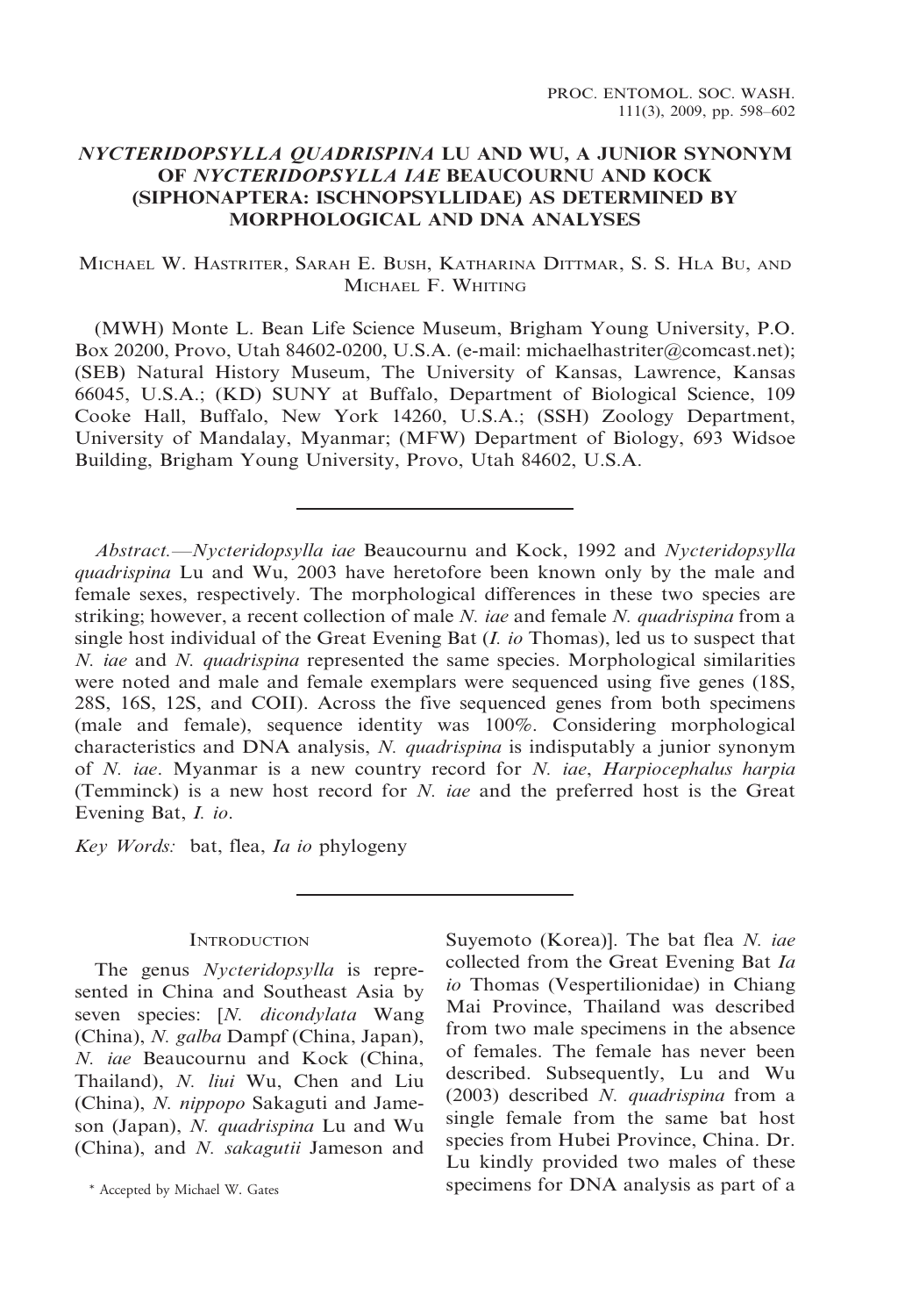# *NYCTERIDOPSYLLA QUADRISPINA* LU AND WU, A JUNIOR SYNONYM OF *NYCTERIDOPSYLLA IAE* BEAUCOURNU AND KOCK (SIPHONAPTERA: ISCHNOPSYLLIDAE) AS DETERMINED BY MORPHOLOGICAL AND DNA ANALYSES

Michael W. Hastriter, Sarah E. Bush, Katharina Dittmar, S. S. Hla Bu, and Michael F. Whiting

(MWH) Monte L. Bean Life Science Museum, Brigham Young University, P.O. Box 20200, Provo, Utah 84602-0200, U.S.A. (e-mail: michaelhastriter@comcast.net); (SEB) Natural History Museum, The University of Kansas, Lawrence, Kansas 66045, U.S.A.; (KD) SUNY at Buffalo, Department of Biological Science, 109 Cooke Hall, Buffalo, New York 14260, U.S.A.; (SSH) Zoology Department, University of Mandalay, Myanmar; (MFW) Department of Biology, 693 Widsoe Building, Brigham Young University, Provo, Utah 84602, U.S.A.

*Abstract.*—*Nycteridopsylla iae* Beaucournu and Kock, 1992 and *Nycteridopsylla quadrispina* Lu and Wu, 2003 have heretofore been known only by the male and female sexes, respectively. The morphological differences in these two species are striking; however, a recent collection of male *N. iae* and female *N. quadrispina* from a single host individual of the Great Evening Bat (*I. io* Thomas), led us to suspect that *N. iae* and *N. quadrispina* represented the same species. Morphological similarities were noted and male and female exemplars were sequenced using five genes (18S, 28S, 16S, 12S, and COII). Across the five sequenced genes from both specimens (male and female), sequence identity was 100%. Considering morphological characteristics and DNA analysis, *N. quadrispina* is indisputably a junior synonym of *N. iae*. Myanmar is a new country record for *N. iae*, *Harpiocephalus harpia* (Temminck) is a new host record for *N. iae* and the preferred host is the Great Evening Bat, *I. io*.

*Key Words:* bat, flea, *Ia io* phylogeny

## Introduction

The genus *Nycteridopsylla* is represented in China and Southeast Asia by seven species: [*N. dicondylata* Wang (China), *N. galba* Dampf (China, Japan), *N. iae* Beaucournu and Kock (China, Thailand), *N. liui* Wu, Chen and Liu (China), *N. nippopo* Sakaguti and Jameson (Japan), *N. quadrispina* Lu and Wu (China), and *N. sakagutii* Jameson and Suyemoto (Korea)]. The bat flea *N. iae* collected from the Great Evening Bat *Ia io* Thomas (Vespertilionidae) in Chiang Mai Province, Thailand was described from two male specimens in the absence of females. The female has never been described. Subsequently, Lu and Wu (2003) described *N. quadrispina* from a single female from the same bat host species from Hubei Province, China. Dr. Lu kindly provided two males of these specimens for DNA analysis as part of a

\* Accepted by Michael W. Gates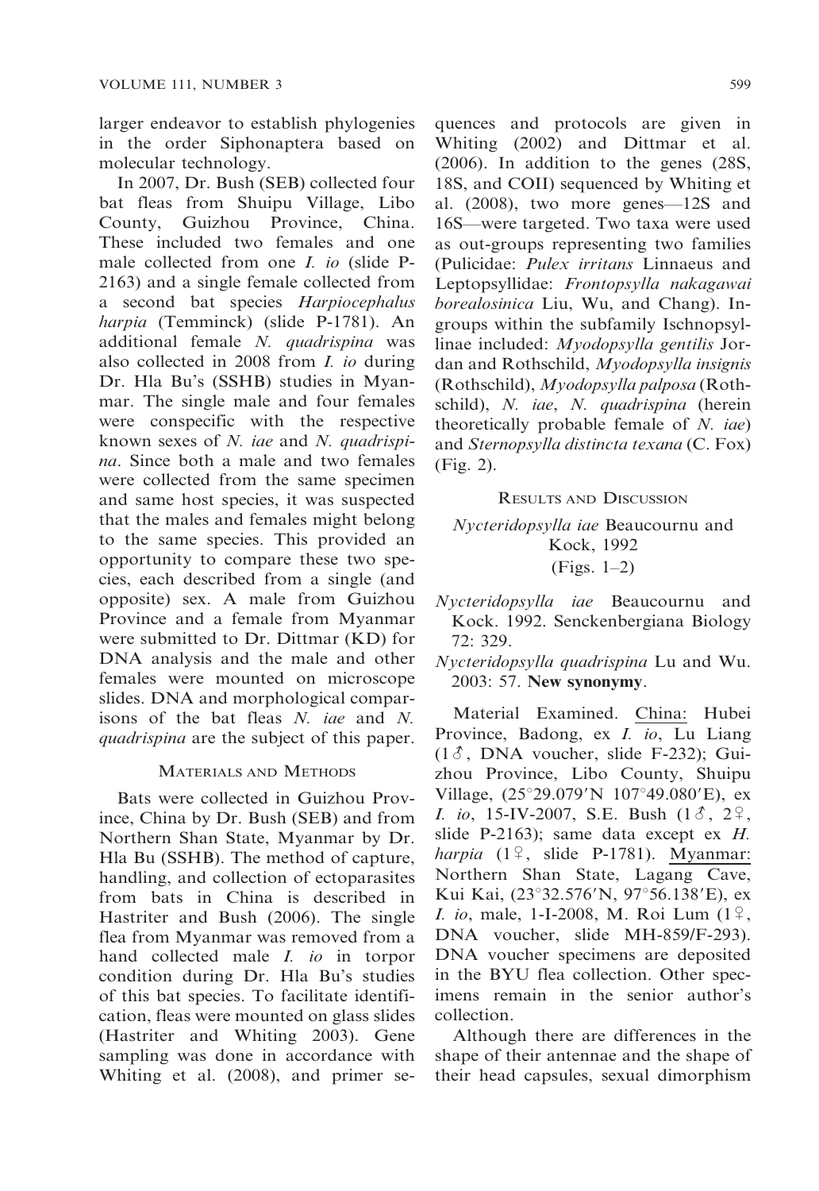larger endeavor to establish phylogenies in the order Siphonaptera based on molecular technology.

In 2007, Dr. Bush (SEB) collected four bat fleas from Shuipu Village, Libo County, Guizhou Province, China. These included two females and one male collected from one *I. io* (slide P-2163) and a single female collected from a second bat species *Harpiocephalus harpia* (Temminck) (slide P-1781). An additional female *N. quadrispina* was also collected in 2008 from *I. io* during Dr. Hla Bu's (SSHB) studies in Myanmar. The single male and four females were conspecific with the respective known sexes of *N. iae* and *N. quadrispina*. Since both a male and two females were collected from the same specimen and same host species, it was suspected that the males and females might belong to the same species. This provided an opportunity to compare these two species, each described from a single (and opposite) sex. A male from Guizhou Province and a female from Myanmar were submitted to Dr. Dittmar (KD) for DNA analysis and the male and other females were mounted on microscope slides. DNA and morphological comparisons of the bat fleas *N. iae* and *N. quadrispina* are the subject of this paper.

## Materials and Methods

Bats were collected in Guizhou Province, China by Dr. Bush (SEB) and from Northern Shan State, Myanmar by Dr. Hla Bu (SSHB). The method of capture, handling, and collection of ectoparasites from bats in China is described in Hastriter and Bush (2006). The single flea from Myanmar was removed from a hand collected male *I. io* in torpor condition during Dr. Hla Bu's studies of this bat species. To facilitate identification, fleas were mounted on glass slides (Hastriter and Whiting 2003). Gene sampling was done in accordance with Whiting et al. (2008), and primer sequences and protocols are given in Whiting (2002) and Dittmar et al. (2006). In addition to the genes (28S, 18S, and COII) sequenced by Whiting et al. (2008), two more genes—12S and 16S—were targeted. Two taxa were used as out-groups representing two families (Pulicidae: *Pulex irritans* Linnaeus and Leptopsyllidae: *Frontopsylla nakagawai borealosinica* Liu, Wu, and Chang). Ingroups within the subfamily Ischnopsyllinae included: *Myodopsylla gentilis* Jordan and Rothschild, *Myodopsylla insignis* (Rothschild), *Myodopsylla palposa* (Rothschild), *N. iae*, *N. quadrispina* (herein theoretically probable female of *N. iae*) and *Sternopsylla distincta texana* (C. Fox) (Fig. 2).

## Results and Discussion

### *Nycteridopsylla iae* Beaucournu and Kock, 1992
### (Figs. 1–2)

*Nycteridopsylla iae* Beaucournu and Kock. 1992. Senckenbergiana Biology 72: 329.

*Nycteridopsylla quadrispina* Lu and Wu. 2003: 57. **New synonymy**.

Material Examined. China: Hubei Province, Badong, ex *I. io*, Lu Liang (1♂, DNA voucher, slide F-232); Guizhou Province, Libo County, Shuipu Village, (25°29.079′N 107°49.080′E), ex *I. io*, 15-IV-2007, S.E. Bush (1♂, 2♀, slide P-2163); same data except ex *H. harpia* (1♀, slide P-1781). Myanmar: Northern Shan State, Lagang Cave, Kui Kai, (23°32.576′N, 97°56.138′E), ex *I. io*, male, 1-I-2008, M. Roi Lum (1♀, DNA voucher, slide MH-859/F-293). DNA voucher specimens are deposited in the BYU flea collection. Other specimens remain in the senior author's collection.

Although there are differences in the shape of their antennae and the shape of their head capsules, sexual dimorphism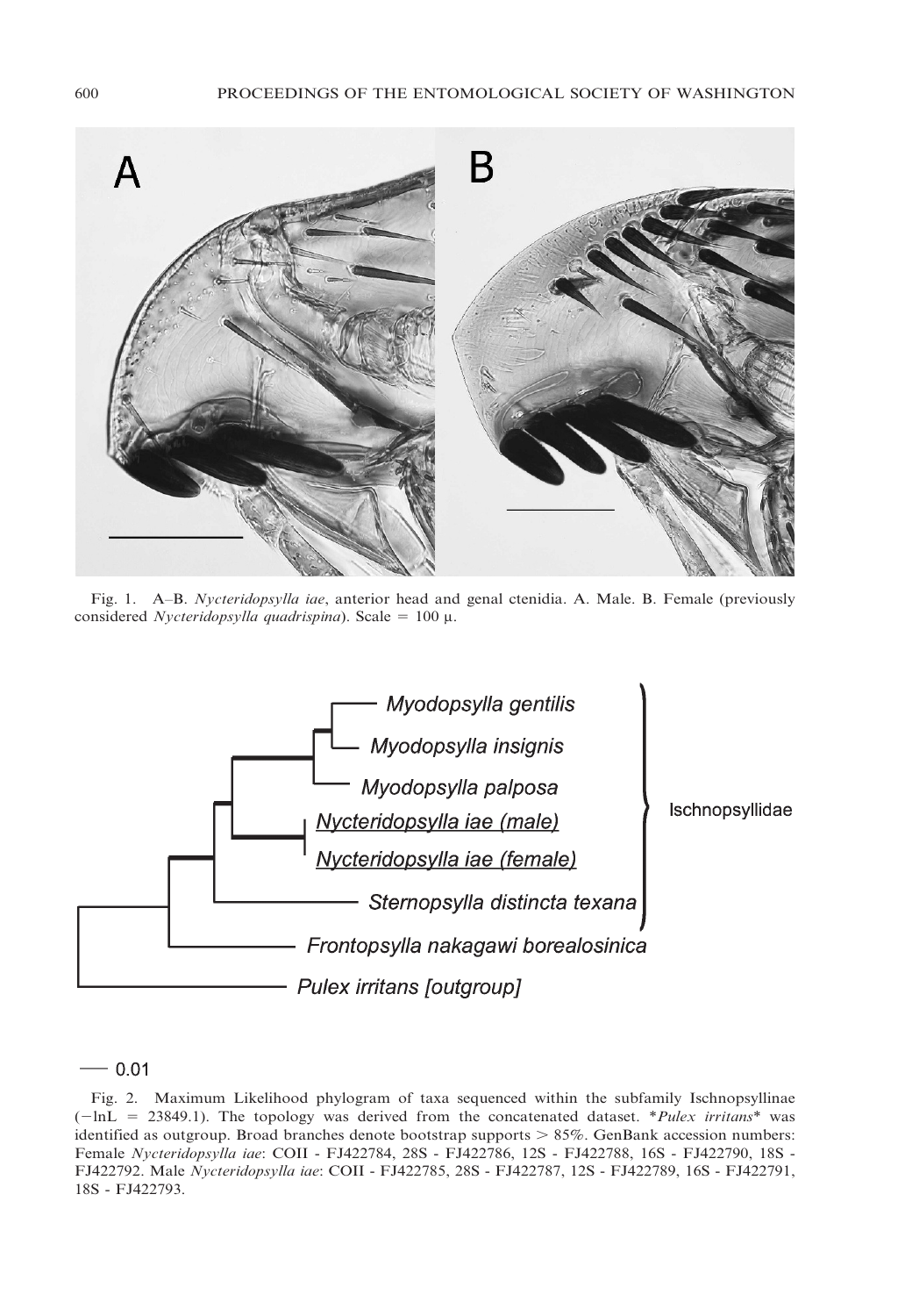Fig. 1. A–B. *Nycteridopsylla iae*, anterior head and genal ctenidia. A. Male. B. Female (previously considered *Nycteridopsylla quadrispina*). Scale = 100 μ.

Fig. 2. Maximum Likelihood phylogram of taxa sequenced within the subfamily Ischnopsyllinae (−lnL = 23849.1). The topology was derived from the concatenated dataset. \**Pulex irritans*\* was identified as outgroup. Broad branches denote bootstrap supports > 85%. GenBank accession numbers: Female *Nycteridopsylla iae*: COII - FJ422784, 28S - FJ422786, 12S - FJ422788, 16S - FJ422790, 18S - FJ422792. Male *Nycteridopsylla iae*: COII - FJ422785, 28S - FJ422787, 12S - FJ422789, 16S - FJ422791, 18S - FJ422793.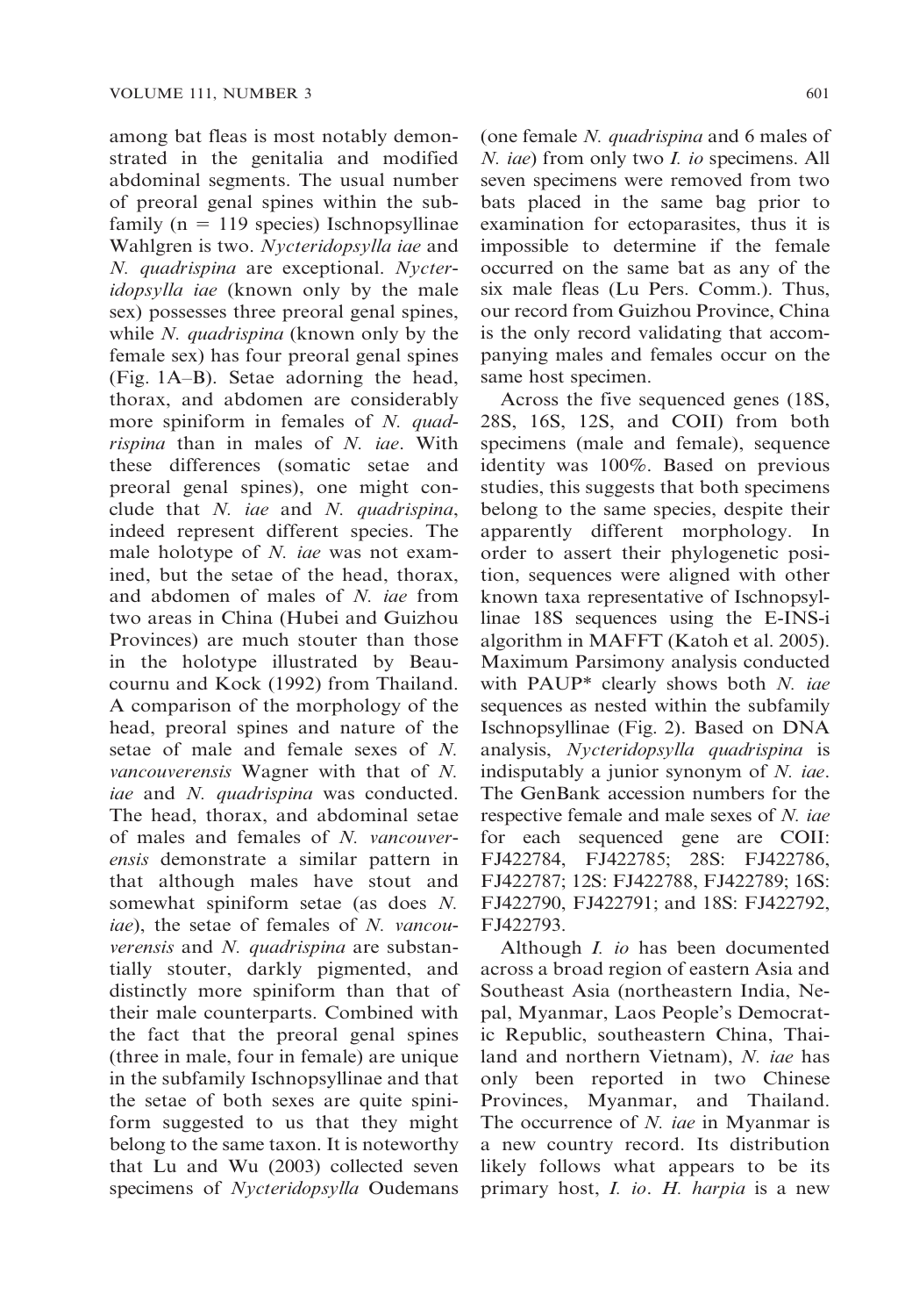among bat fleas is most notably demonstrated in the genitalia and modified abdominal segments. The usual number of preoral genal spines within the subfamily (n = 119 species) Ischnopsyllinae Wahlgren is two. *Nycteridopsylla iae* and *N. quadrispina* are exceptional. *Nycteridopsylla iae* (known only by the male sex) possesses three preoral genal spines, while *N. quadrispina* (known only by the female sex) has four preoral genal spines (Fig. 1A–B). Setae adorning the head, thorax, and abdomen are considerably more spiniform in females of *N. quadrispina* than in males of *N. iae*. With these differences (somatic setae and preoral genal spines), one might conclude that *N. iae* and *N. quadrispina*, indeed represent different species. The male holotype of *N. iae* was not examined, but the setae of the head, thorax, and abdomen of males of *N. iae* from two areas in China (Hubei and Guizhou Provinces) are much stouter than those in the holotype illustrated by Beaucournu and Kock (1992) from Thailand. A comparison of the morphology of the head, preoral spines and nature of the setae of male and female sexes of *N. vancouverensis* Wagner with that of *N. iae* and *N. quadrispina* was conducted. The head, thorax, and abdominal setae of males and females of *N. vancouverensis* demonstrate a similar pattern in that although males have stout and somewhat spiniform setae (as does *N. iae*), the setae of females of *N. vancouverensis* and *N. quadrispina* are substantially stouter, darkly pigmented, and distinctly more spiniform than that of their male counterparts. Combined with the fact that the preoral genal spines (three in male, four in female) are unique in the subfamily Ischnopsyllinae and that the setae of both sexes are quite spiniform suggested to us that they might belong to the same taxon. It is noteworthy that Lu and Wu (2003) collected seven specimens of *Nycteridopsylla* Oudemans (one female *N. quadrispina* and 6 males of *N. iae*) from only two *I. io* specimens. All seven specimens were removed from two bats placed in the same bag prior to examination for ectoparasites, thus it is impossible to determine if the female occurred on the same bat as any of the six male fleas (Lu Pers. Comm.). Thus, our record from Guizhou Province, China is the only record validating that accompanying males and females occur on the same host specimen.

Across the five sequenced genes (18S, 28S, 16S, 12S, and COII) from both specimens (male and female), sequence identity was 100%. Based on previous studies, this suggests that both specimens belong to the same species, despite their apparently different morphology. In order to assert their phylogenetic position, sequences were aligned with other known taxa representative of Ischnopsyllinae 18S sequences using the E-INS-i algorithm in MAFFT (Katoh et al. 2005). Maximum Parsimony analysis conducted with PAUP* clearly shows both *N. iae* sequences as nested within the subfamily Ischnopsyllinae (Fig. 2). Based on DNA analysis, *Nycteridopsylla quadrispina* is indisputably a junior synonym of *N. iae*. The GenBank accession numbers for the respective female and male sexes of *N. iae* for each sequenced gene are COII: FJ422784, FJ422785; 28S: FJ422786, FJ422787; 12S: FJ422788, FJ422789; 16S: FJ422790, FJ422791; and 18S: FJ422792, FJ422793.

Although *I. io* has been documented across a broad region of eastern Asia and Southeast Asia (northeastern India, Nepal, Myanmar, Laos People's Democratic Republic, southeastern China, Thailand and northern Vietnam), *N. iae* has only been reported in two Chinese Provinces, Myanmar, and Thailand. The occurrence of *N. iae* in Myanmar is a new country record. Its distribution likely follows what appears to be its primary host, *I. io*. *H. harpia* is a new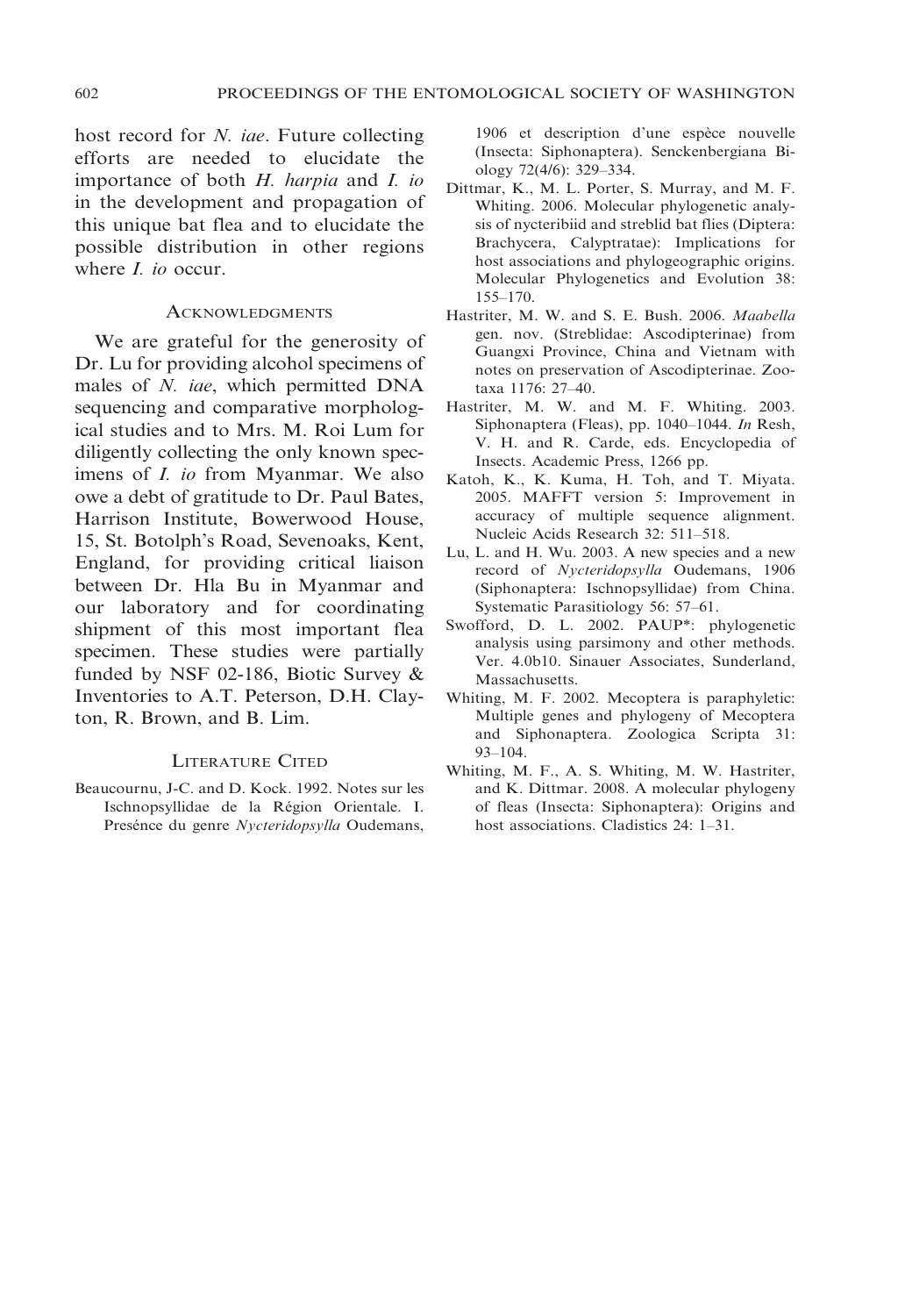host record for *N. iae*. Future collecting efforts are needed to elucidate the importance of both *H. harpia* and *I. io* in the development and propagation of this unique bat flea and to elucidate the possible distribution in other regions where *I. io* occur.

## Acknowledgments

We are grateful for the generosity of Dr. Lu for providing alcohol specimens of males of *N. iae*, which permitted DNA sequencing and comparative morphological studies and to Mrs. M. Roi Lum for diligently collecting the only known specimens of *I. io* from Myanmar. We also owe a debt of gratitude to Dr. Paul Bates, Harrison Institute, Bowerwood House, 15, St. Botolph's Road, Sevenoaks, Kent, England, for providing critical liaison between Dr. Hla Bu in Myanmar and our laboratory and for coordinating shipment of this most important flea specimen. These studies were partially funded by NSF 02-186, Biotic Survey & Inventories to A.T. Peterson, D.H. Clayton, R. Brown, and B. Lim.

## Literature Cited

Beaucournu, J-C. and D. Kock. 1992. Notes sur les Ischnopsyllidae de la Région Orientale. I. Presénce du genre *Nycteridopsylla* Oudemans, 1906 et description d'une espèce nouvelle (Insecta: Siphonaptera). Senckenbergiana Biology 72(4/6): 329–334.

Dittmar, K., M. L. Porter, S. Murray, and M. F. Whiting. 2006. Molecular phylogenetic analysis of nycteribiid and streblid bat flies (Diptera: Brachycera, Calyptratae): Implications for host associations and phylogeographic origins. Molecular Phylogenetics and Evolution 38: 155–170.

Hastriter, M. W. and S. E. Bush. 2006. *Maabella* gen. nov. (Streblidae: Ascodipterinae) from Guangxi Province, China and Vietnam with notes on preservation of Ascodipterinae. Zootaxa 1176: 27–40.

Hastriter, M. W. and M. F. Whiting. 2003. Siphonaptera (Fleas), pp. 1040–1044. *In* Resh, V. H. and R. Carde, eds. Encyclopedia of Insects. Academic Press, 1266 pp.

Katoh, K., K. Kuma, H. Toh, and T. Miyata. 2005. MAFFT version 5: Improvement in accuracy of multiple sequence alignment. Nucleic Acids Research 32: 511–518.

Lu, L. and H. Wu. 2003. A new species and a new record of *Nycteridopsylla* Oudemans, 1906 (Siphonaptera: Ischnopsyllidae) from China. Systematic Parasitiology 56: 57–61.

Swofford, D. L. 2002. PAUP*: phylogenetic analysis using parsimony and other methods. Ver. 4.0b10. Sinauer Associates, Sunderland, Massachusetts.

Whiting, M. F. 2002. Mecoptera is paraphyletic: Multiple genes and phylogeny of Mecoptera and Siphonaptera. Zoologica Scripta 31: 93–104.

Whiting, M. F., A. S. Whiting, M. W. Hastriter, and K. Dittmar. 2008. A molecular phylogeny of fleas (Insecta: Siphonaptera): Origins and host associations. Cladistics 24: 1–31.